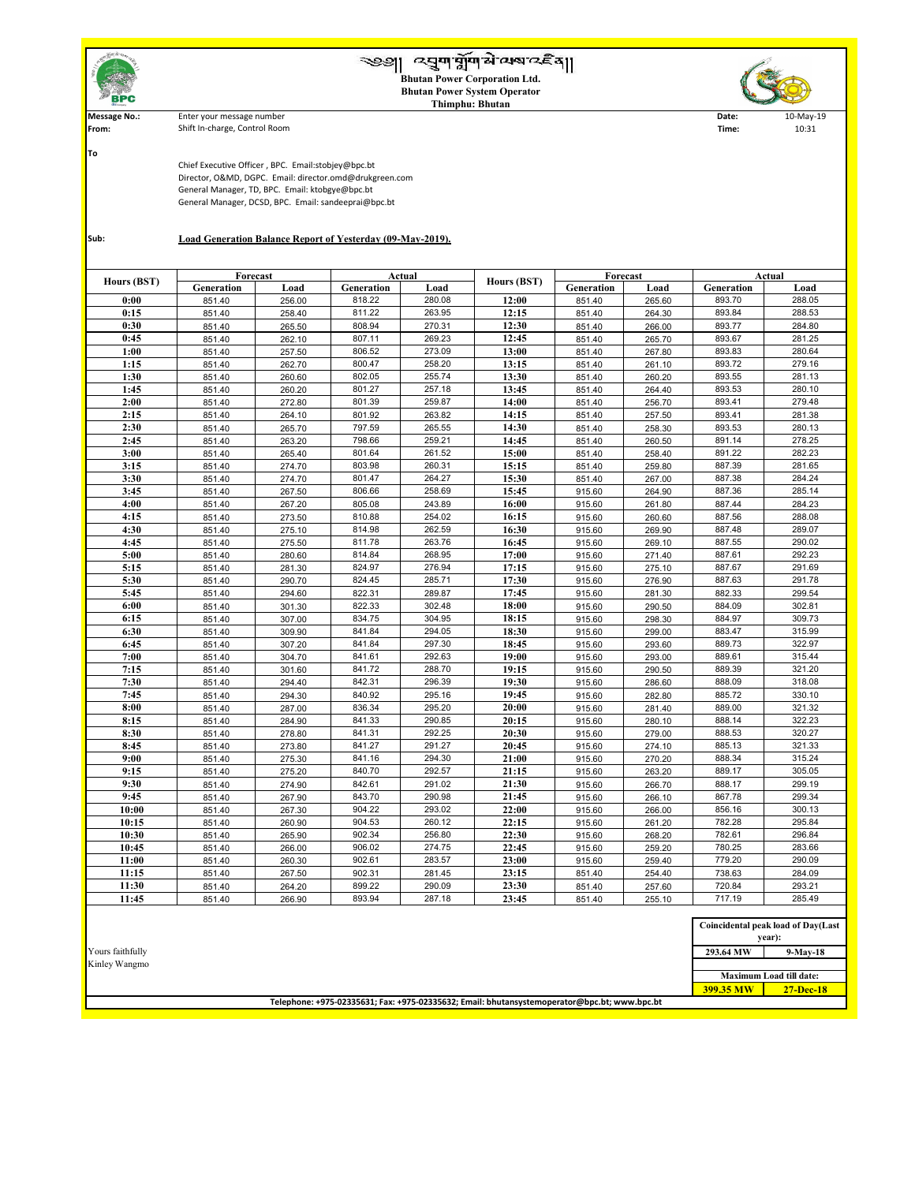# Bhutan Power Corporation Ltd.
## Bhutan Power System Operator
### Thimphu: Bhutan

**Message No.:** Enter your message number  **Date:** 10-May-19

**From:** Shift In-charge, Control Room  **Time:** 10:31

**To**

Chief Executive Officer , BPC. Email:stobjey@bpc.bt
Director, O&MD, DGPC. Email: director.omd@drukgreen.com
General Manager, TD, BPC. Email: ktobgye@bpc.bt
General Manager, DCSD, BPC. Email: sandeeprai@bpc.bt

**Sub:** **Load Generation Balance Report of Yesterday (09-May-2019).**

| Hours (BST) | Forecast | | Actual | | Hours (BST) | Forecast | | Actual | |
|---|---|---|---|---|---|---|---|---|---|
| | Generation | Load | Generation | Load | | Generation | Load | Generation | Load |
| 0:00 | 851.40 | 256.00 | 818.22 | 280.08 | 12:00 | 851.40 | 265.60 | 893.70 | 288.05 |
| 0:15 | 851.40 | 258.40 | 811.22 | 263.95 | 12:15 | 851.40 | 264.30 | 893.84 | 288.53 |
| 0:30 | 851.40 | 265.50 | 808.94 | 270.31 | 12:30 | 851.40 | 266.00 | 893.77 | 284.80 |
| 0:45 | 851.40 | 262.10 | 807.11 | 269.23 | 12:45 | 851.40 | 265.70 | 893.67 | 281.25 |
| 1:00 | 851.40 | 257.50 | 806.52 | 273.09 | 13:00 | 851.40 | 267.80 | 893.83 | 280.64 |
| 1:15 | 851.40 | 262.70 | 800.47 | 258.20 | 13:15 | 851.40 | 261.10 | 893.72 | 279.16 |
| 1:30 | 851.40 | 260.60 | 802.05 | 255.74 | 13:30 | 851.40 | 260.20 | 893.55 | 281.13 |
| 1:45 | 851.40 | 260.20 | 801.27 | 257.18 | 13:45 | 851.40 | 264.40 | 893.53 | 280.10 |
| 2:00 | 851.40 | 272.80 | 801.39 | 259.87 | 14:00 | 851.40 | 256.70 | 893.41 | 279.48 |
| 2:15 | 851.40 | 264.10 | 801.92 | 263.82 | 14:15 | 851.40 | 257.50 | 893.41 | 281.38 |
| 2:30 | 851.40 | 265.70 | 797.59 | 265.55 | 14:30 | 851.40 | 258.30 | 893.53 | 280.13 |
| 2:45 | 851.40 | 263.20 | 798.66 | 259.21 | 14:45 | 851.40 | 260.50 | 891.14 | 278.25 |
| 3:00 | 851.40 | 265.40 | 801.64 | 261.52 | 15:00 | 851.40 | 258.40 | 891.22 | 282.23 |
| 3:15 | 851.40 | 274.70 | 803.98 | 260.31 | 15:15 | 851.40 | 259.80 | 887.39 | 281.65 |
| 3:30 | 851.40 | 274.70 | 801.47 | 264.27 | 15:30 | 851.40 | 267.00 | 887.38 | 284.24 |
| 3:45 | 851.40 | 267.50 | 806.66 | 258.69 | 15:45 | 915.60 | 264.90 | 887.36 | 285.14 |
| 4:00 | 851.40 | 267.20 | 805.08 | 243.89 | 16:00 | 915.60 | 261.80 | 887.44 | 284.23 |
| 4:15 | 851.40 | 273.50 | 810.88 | 254.02 | 16:15 | 915.60 | 260.60 | 887.56 | 288.08 |
| 4:30 | 851.40 | 275.10 | 814.98 | 262.59 | 16:30 | 915.60 | 269.90 | 887.48 | 289.07 |
| 4:45 | 851.40 | 275.50 | 811.78 | 263.76 | 16:45 | 915.60 | 269.10 | 887.55 | 290.02 |
| 5:00 | 851.40 | 280.60 | 814.84 | 268.95 | 17:00 | 915.60 | 271.40 | 887.61 | 292.23 |
| 5:15 | 851.40 | 281.30 | 824.97 | 276.94 | 17:15 | 915.60 | 275.10 | 887.67 | 291.69 |
| 5:30 | 851.40 | 290.70 | 824.45 | 285.71 | 17:30 | 915.60 | 276.90 | 887.63 | 291.78 |
| 5:45 | 851.40 | 294.60 | 822.31 | 289.87 | 17:45 | 915.60 | 281.30 | 882.33 | 299.54 |
| 6:00 | 851.40 | 301.30 | 822.33 | 302.48 | 18:00 | 915.60 | 290.50 | 884.09 | 302.81 |
| 6:15 | 851.40 | 307.00 | 834.75 | 304.95 | 18:15 | 915.60 | 298.30 | 884.97 | 309.73 |
| 6:30 | 851.40 | 309.90 | 841.84 | 294.05 | 18:30 | 915.60 | 299.00 | 883.47 | 315.99 |
| 6:45 | 851.40 | 307.20 | 841.84 | 297.30 | 18:45 | 915.60 | 293.60 | 889.73 | 322.97 |
| 7:00 | 851.40 | 304.70 | 841.61 | 292.63 | 19:00 | 915.60 | 293.00 | 889.61 | 315.44 |
| 7:15 | 851.40 | 301.60 | 841.72 | 288.70 | 19:15 | 915.60 | 290.50 | 889.39 | 321.20 |
| 7:30 | 851.40 | 294.40 | 842.31 | 296.39 | 19:30 | 915.60 | 286.60 | 888.09 | 318.08 |
| 7:45 | 851.40 | 294.30 | 840.92 | 295.16 | 19:45 | 915.60 | 282.80 | 885.72 | 330.10 |
| 8:00 | 851.40 | 287.00 | 836.34 | 295.20 | 20:00 | 915.60 | 281.40 | 889.00 | 321.32 |
| 8:15 | 851.40 | 284.90 | 841.33 | 290.85 | 20:15 | 915.60 | 280.10 | 888.14 | 322.23 |
| 8:30 | 851.40 | 278.80 | 841.31 | 292.25 | 20:30 | 915.60 | 279.00 | 888.53 | 320.27 |
| 8:45 | 851.40 | 273.80 | 841.27 | 291.27 | 20:45 | 915.60 | 274.10 | 885.13 | 321.33 |
| 9:00 | 851.40 | 275.30 | 841.16 | 294.30 | 21:00 | 915.60 | 270.20 | 888.34 | 315.24 |
| 9:15 | 851.40 | 275.20 | 840.70 | 292.57 | 21:15 | 915.60 | 263.20 | 889.17 | 305.05 |
| 9:30 | 851.40 | 274.90 | 842.61 | 291.02 | 21:30 | 915.60 | 266.70 | 888.17 | 299.19 |
| 9:45 | 851.40 | 267.90 | 843.70 | 290.98 | 21:45 | 915.60 | 266.10 | 867.78 | 299.34 |
| 10:00 | 851.40 | 267.30 | 904.22 | 293.02 | 22:00 | 915.60 | 266.00 | 856.16 | 300.13 |
| 10:15 | 851.40 | 260.90 | 904.53 | 260.12 | 22:15 | 915.60 | 261.20 | 782.28 | 295.84 |
| 10:30 | 851.40 | 265.90 | 902.34 | 256.80 | 22:30 | 915.60 | 268.20 | 782.61 | 296.84 |
| 10:45 | 851.40 | 266.00 | 906.02 | 274.75 | 22:45 | 915.60 | 259.20 | 780.25 | 283.66 |
| 11:00 | 851.40 | 260.30 | 902.61 | 283.57 | 23:00 | 915.60 | 259.40 | 779.20 | 290.09 |
| 11:15 | 851.40 | 267.50 | 902.31 | 281.45 | 23:15 | 851.40 | 254.40 | 738.63 | 284.09 |
| 11:30 | 851.40 | 264.20 | 899.22 | 290.09 | 23:30 | 851.40 | 257.60 | 720.84 | 293.21 |
| 11:45 | 851.40 | 266.90 | 893.94 | 287.18 | 23:45 | 851.40 | 255.10 | 717.19 | 285.49 |

| Coincidental peak load of Day(Last year): | |
|---|---|
| 293.64 MW | 9-May-18 |
| **Maximum Load till date:** | |
| 399.35 MW | 27-Dec-18 |

Yours faithfully
Kinley Wangmo

Telephone: +975-02335631; Fax: +975-02335632; Email: bhutansystemoperator@bpc.bt; www.bpc.bt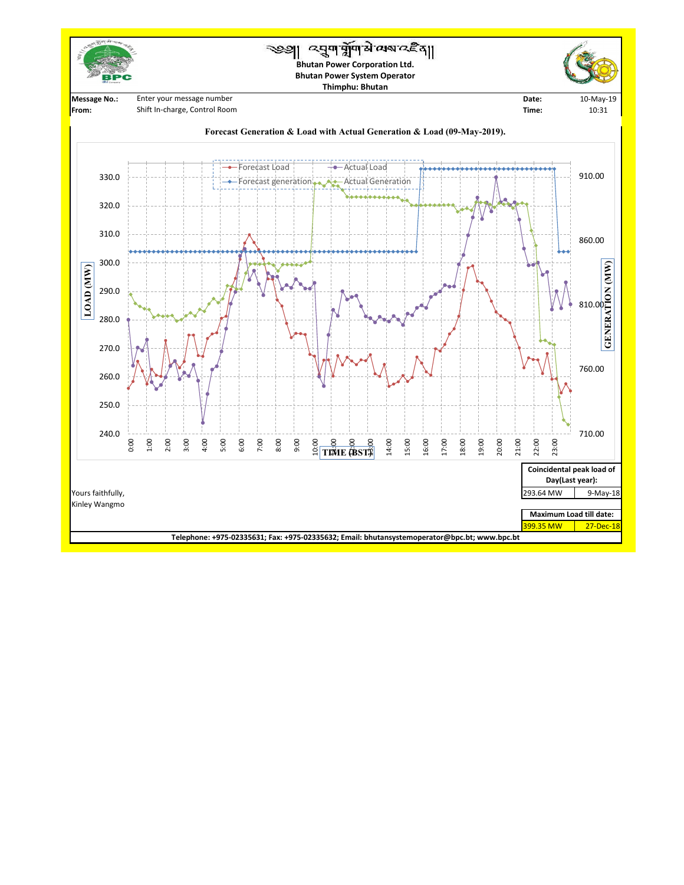འབྲུག་གློག་མེ་ལས་འཛིན།

**Bhutan Power Corporation Ltd.**

**Bhutan Power System Operator**

**Thimphu: Bhutan**

| | | | |
|---|---|---|---|
| **Message No.:** | Enter your message number | **Date:** | 10-May-19 |
| **From:** | Shift In-charge, Control Room | **Time:** | 10:31 |

**Forecast Generation & Load with Actual Generation & Load (09-May-2019).**

| Coincidental peak load of Day(Last year): | |
|---|---|
| 293.64 MW | 9-May-18 |

| Maximum Load till date: | |
|---|---|
| 399.35 MW | 27-Dec-18 |

Yours faithfully,
Kinley Wangmo

Telephone: +975-02335631; Fax: +975-02335632; Email: bhutansystemoperator@bpc.bt; www.bpc.bt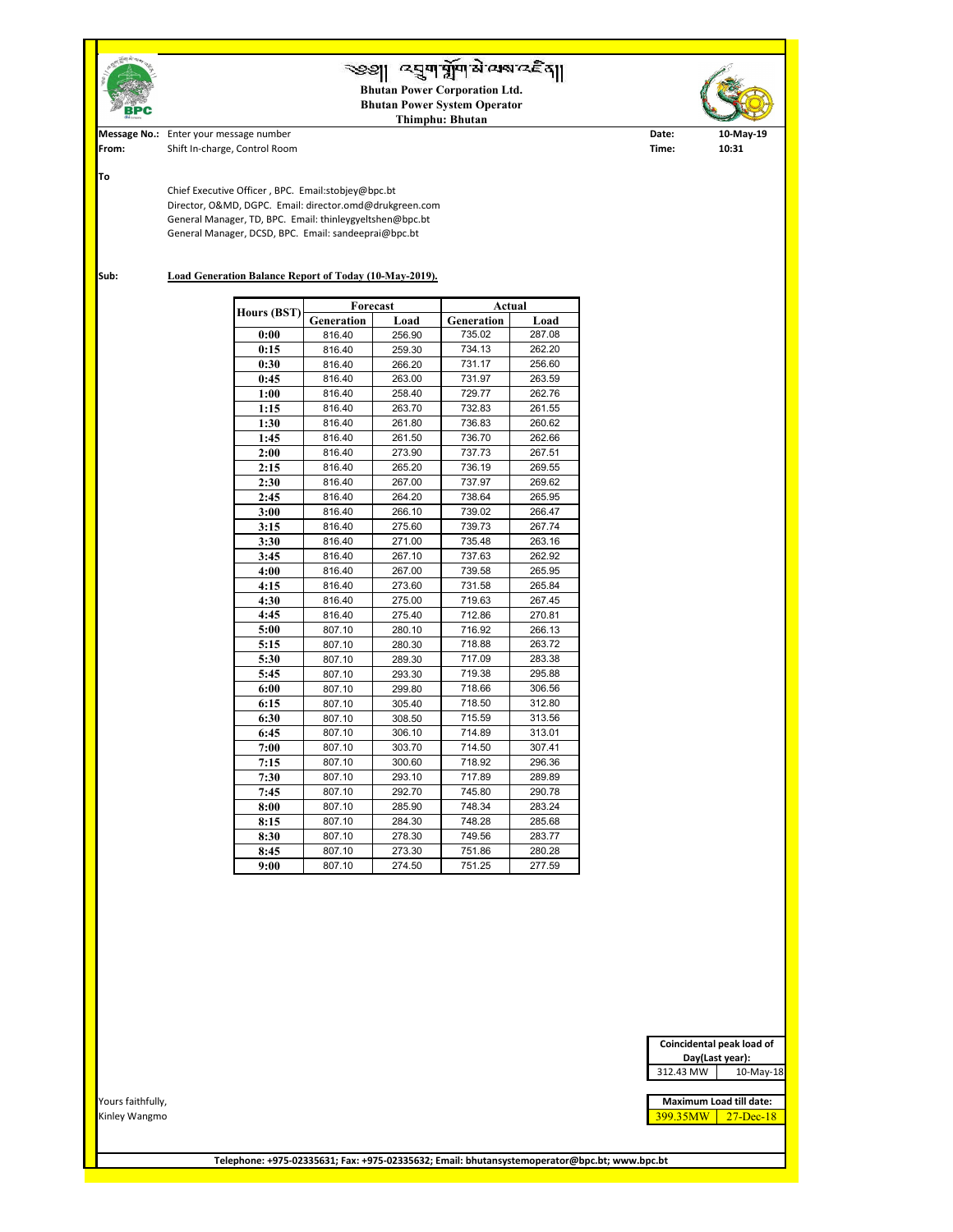# ༄༅།། འབྲུག་གློག་མེ་ལས་འཛིན།།

**Bhutan Power Corporation Ltd.**
**Bhutan Power System Operator**
**Thimphu: Bhutan**

**Message No.:** Enter your message number **Date:** 10-May-19
**From:** Shift In-charge, Control Room **Time:** 10:31

**To**

Chief Executive Officer , BPC. Email:stobjey@bpc.bt
Director, O&MD, DGPC. Email: director.omd@drukgreen.com
General Manager, TD, BPC. Email: thinleygyeltshen@bpc.bt
General Manager, DCSD, BPC. Email: sandeeprai@bpc.bt

**Sub:** **Load Generation Balance Report of Today (10-May-2019).**

| Hours (BST) | Forecast | | Actual | |
|---|---|---|---|---|
| | Generation | Load | Generation | Load |
| 0:00 | 816.40 | 256.90 | 735.02 | 287.08 |
| 0:15 | 816.40 | 259.30 | 734.13 | 262.20 |
| 0:30 | 816.40 | 266.20 | 731.17 | 256.60 |
| 0:45 | 816.40 | 263.00 | 731.97 | 263.59 |
| 1:00 | 816.40 | 258.40 | 729.77 | 262.76 |
| 1:15 | 816.40 | 263.70 | 732.83 | 261.55 |
| 1:30 | 816.40 | 261.80 | 736.83 | 260.62 |
| 1:45 | 816.40 | 261.50 | 736.70 | 262.66 |
| 2:00 | 816.40 | 273.90 | 737.73 | 267.51 |
| 2:15 | 816.40 | 265.20 | 736.19 | 269.55 |
| 2:30 | 816.40 | 267.00 | 737.97 | 269.62 |
| 2:45 | 816.40 | 264.20 | 738.64 | 265.95 |
| 3:00 | 816.40 | 266.10 | 739.02 | 266.47 |
| 3:15 | 816.40 | 275.60 | 739.73 | 267.74 |
| 3:30 | 816.40 | 271.00 | 735.48 | 263.16 |
| 3:45 | 816.40 | 267.10 | 737.63 | 262.92 |
| 4:00 | 816.40 | 267.00 | 739.58 | 265.95 |
| 4:15 | 816.40 | 273.60 | 731.58 | 265.84 |
| 4:30 | 816.40 | 275.00 | 719.63 | 267.45 |
| 4:45 | 816.40 | 275.40 | 712.86 | 270.81 |
| 5:00 | 807.10 | 280.10 | 716.92 | 266.13 |
| 5:15 | 807.10 | 280.30 | 718.88 | 263.72 |
| 5:30 | 807.10 | 289.30 | 717.09 | 283.38 |
| 5:45 | 807.10 | 293.30 | 719.38 | 295.88 |
| 6:00 | 807.10 | 299.80 | 718.66 | 306.56 |
| 6:15 | 807.10 | 305.40 | 718.50 | 312.80 |
| 6:30 | 807.10 | 308.50 | 715.59 | 313.56 |
| 6:45 | 807.10 | 306.10 | 714.89 | 313.01 |
| 7:00 | 807.10 | 303.70 | 714.50 | 307.41 |
| 7:15 | 807.10 | 300.60 | 718.92 | 296.36 |
| 7:30 | 807.10 | 293.10 | 717.89 | 289.89 |
| 7:45 | 807.10 | 292.70 | 745.80 | 290.78 |
| 8:00 | 807.10 | 285.90 | 748.34 | 283.24 |
| 8:15 | 807.10 | 284.30 | 748.28 | 285.68 |
| 8:30 | 807.10 | 278.30 | 749.56 | 283.77 |
| 8:45 | 807.10 | 273.30 | 751.86 | 280.28 |
| 9:00 | 807.10 | 274.50 | 751.25 | 277.59 |

| Coincidental peak load of Day(Last year): | |
|---|---|
| 312.43 MW | 10-May-18 |

| Maximum Load till date: | |
|---|---|
| 399.35MW | 27-Dec-18 |

Yours faithfully,
Kinley Wangmo

Telephone: +975-02335631; Fax: +975-02335632; Email: bhutansystemoperator@bpc.bt; www.bpc.bt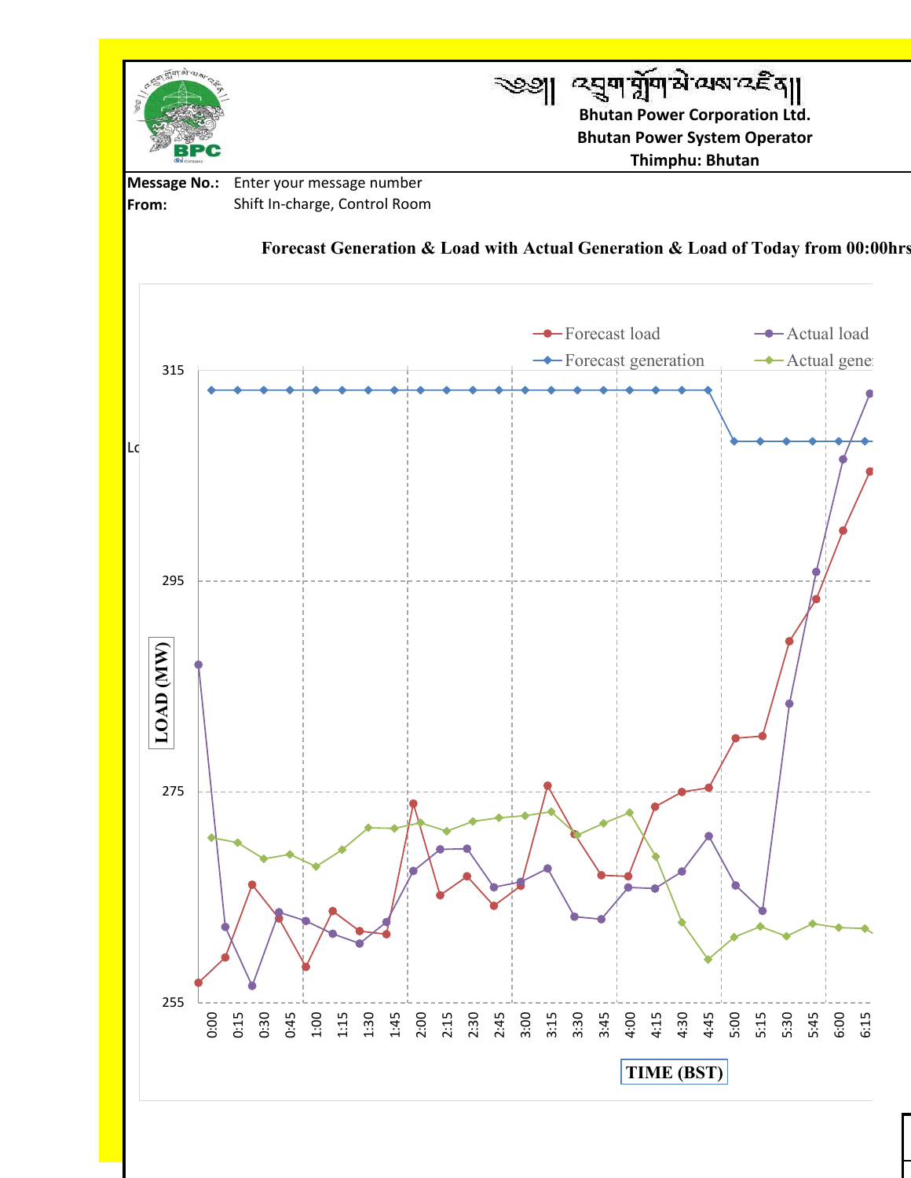འབྲུག་གློག་མེ་ལས་འཛིན།།

**Bhutan Power Corporation Ltd.**
**Bhutan Power System Operator**
**Thimphu: Bhutan**

**Message No.:** Enter your message number
**From:** Shift In-charge, Control Room

**Forecast Generation & Load with Actual Generation & Load of Today from 00:00hrs**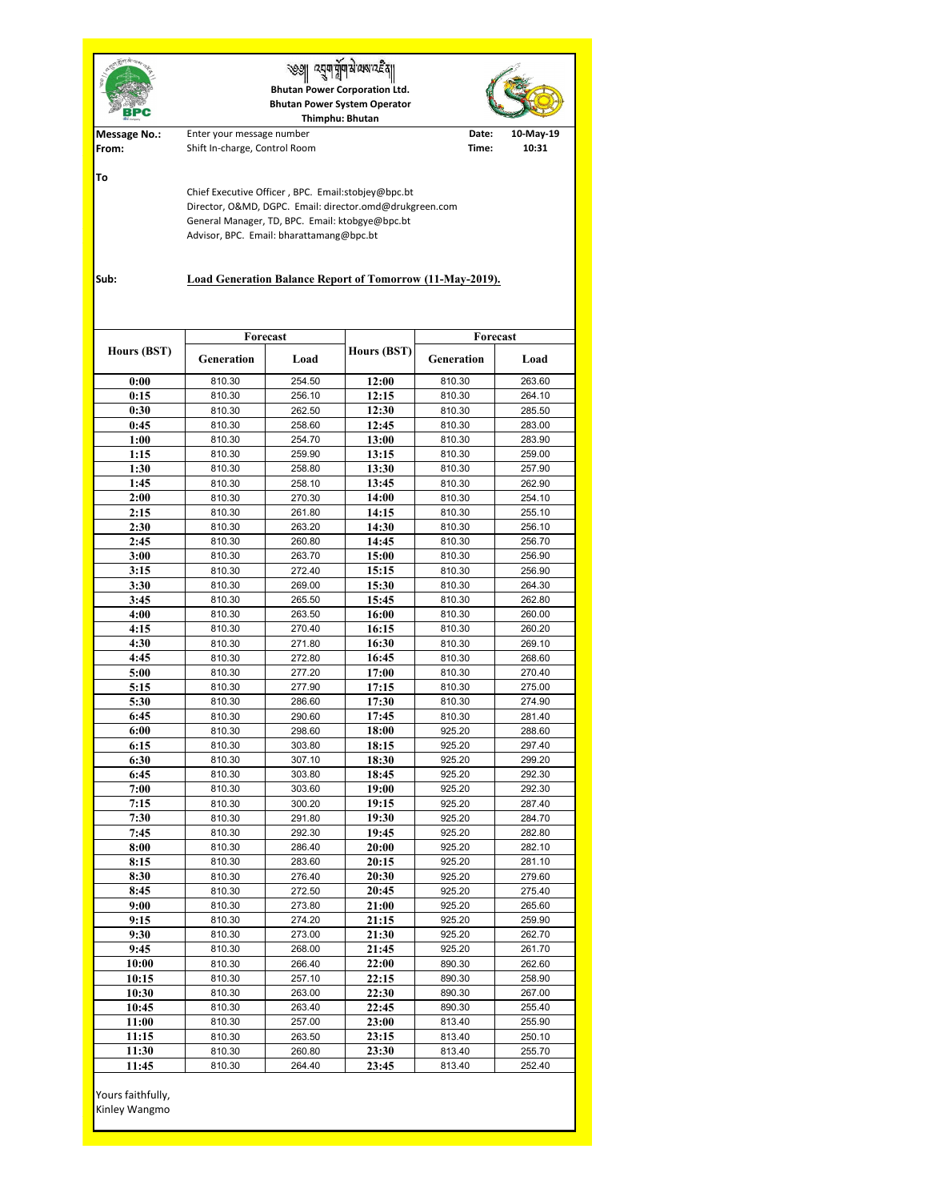༄༅། འབྲུག་གློག་མེ་ལས་འཛིན།

**Bhutan Power Corporation Ltd.**
**Bhutan Power System Operator**
**Thimphu: Bhutan**

**Message No.:** Enter your message number
**From:** Shift In-charge, Control Room

**Date:** 10-May-19
**Time:** 10:31

**To**

Chief Executive Officer , BPC. Email:stobjey@bpc.bt
Director, O&MD, DGPC. Email: director.omd@drukgreen.com
General Manager, TD, BPC. Email: ktobgye@bpc.bt
Advisor, BPC. Email: bharattamang@bpc.bt

**Sub:** **Load Generation Balance Report of Tomorrow (11-May-2019).**

| Hours (BST) | Forecast | | Hours (BST) | Forecast | |
|---|---|---|---|---|---|
| | Generation | Load | | Generation | Load |
| 0:00 | 810.30 | 254.50 | 12:00 | 810.30 | 263.60 |
| 0:15 | 810.30 | 256.10 | 12:15 | 810.30 | 264.10 |
| 0:30 | 810.30 | 262.50 | 12:30 | 810.30 | 285.50 |
| 0:45 | 810.30 | 258.60 | 12:45 | 810.30 | 283.00 |
| 1:00 | 810.30 | 254.70 | 13:00 | 810.30 | 283.90 |
| 1:15 | 810.30 | 259.90 | 13:15 | 810.30 | 259.00 |
| 1:30 | 810.30 | 258.80 | 13:30 | 810.30 | 257.90 |
| 1:45 | 810.30 | 258.10 | 13:45 | 810.30 | 262.90 |
| 2:00 | 810.30 | 270.30 | 14:00 | 810.30 | 254.10 |
| 2:15 | 810.30 | 261.80 | 14:15 | 810.30 | 255.10 |
| 2:30 | 810.30 | 263.20 | 14:30 | 810.30 | 256.10 |
| 2:45 | 810.30 | 260.80 | 14:45 | 810.30 | 256.70 |
| 3:00 | 810.30 | 263.70 | 15:00 | 810.30 | 256.90 |
| 3:15 | 810.30 | 272.40 | 15:15 | 810.30 | 256.90 |
| 3:30 | 810.30 | 269.00 | 15:30 | 810.30 | 264.30 |
| 3:45 | 810.30 | 265.50 | 15:45 | 810.30 | 262.80 |
| 4:00 | 810.30 | 263.50 | 16:00 | 810.30 | 260.00 |
| 4:15 | 810.30 | 270.40 | 16:15 | 810.30 | 260.20 |
| 4:30 | 810.30 | 271.80 | 16:30 | 810.30 | 269.10 |
| 4:45 | 810.30 | 272.80 | 16:45 | 810.30 | 268.60 |
| 5:00 | 810.30 | 277.20 | 17:00 | 810.30 | 270.40 |
| 5:15 | 810.30 | 277.90 | 17:15 | 810.30 | 275.00 |
| 5:30 | 810.30 | 286.60 | 17:30 | 810.30 | 274.90 |
| 6:45 | 810.30 | 290.60 | 17:45 | 810.30 | 281.40 |
| 6:00 | 810.30 | 298.60 | 18:00 | 925.20 | 288.60 |
| 6:15 | 810.30 | 303.80 | 18:15 | 925.20 | 297.40 |
| 6:30 | 810.30 | 307.10 | 18:30 | 925.20 | 299.20 |
| 6:45 | 810.30 | 303.80 | 18:45 | 925.20 | 292.30 |
| 7:00 | 810.30 | 303.60 | 19:00 | 925.20 | 292.30 |
| 7:15 | 810.30 | 300.20 | 19:15 | 925.20 | 287.40 |
| 7:30 | 810.30 | 291.80 | 19:30 | 925.20 | 284.70 |
| 7:45 | 810.30 | 292.30 | 19:45 | 925.20 | 282.80 |
| 8:00 | 810.30 | 286.40 | 20:00 | 925.20 | 282.10 |
| 8:15 | 810.30 | 283.60 | 20:15 | 925.20 | 281.10 |
| 8:30 | 810.30 | 276.40 | 20:30 | 925.20 | 279.60 |
| 8:45 | 810.30 | 272.50 | 20:45 | 925.20 | 275.40 |
| 9:00 | 810.30 | 273.80 | 21:00 | 925.20 | 265.60 |
| 9:15 | 810.30 | 274.20 | 21:15 | 925.20 | 259.90 |
| 9:30 | 810.30 | 273.00 | 21:30 | 925.20 | 262.70 |
| 9:45 | 810.30 | 268.00 | 21:45 | 925.20 | 261.70 |
| 10:00 | 810.30 | 266.40 | 22:00 | 890.30 | 262.60 |
| 10:15 | 810.30 | 257.10 | 22:15 | 890.30 | 258.90 |
| 10:30 | 810.30 | 263.00 | 22:30 | 890.30 | 267.00 |
| 10:45 | 810.30 | 263.40 | 22:45 | 890.30 | 255.40 |
| 11:00 | 810.30 | 257.00 | 23:00 | 813.40 | 255.90 |
| 11:15 | 810.30 | 263.50 | 23:15 | 813.40 | 250.10 |
| 11:30 | 810.30 | 260.80 | 23:30 | 813.40 | 255.70 |
| 11:45 | 810.30 | 264.40 | 23:45 | 813.40 | 252.40 |

Yours faithfully,
Kinley Wangmo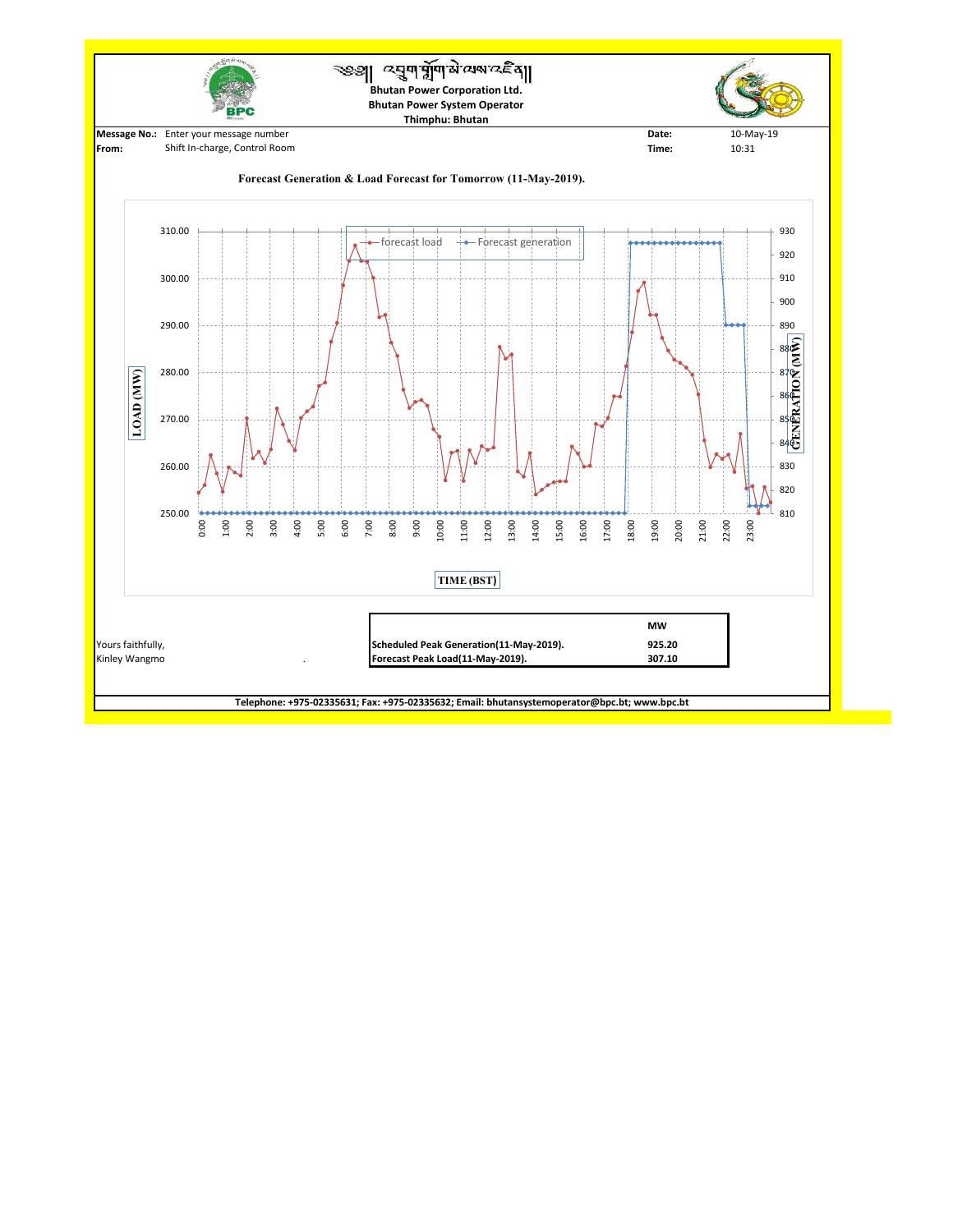༄༅། འབྲུག་གློག་མེ་ལས་འཛིན།

**Bhutan Power Corporation Ltd.**
**Bhutan Power System Operator**
**Thimphu: Bhutan**

**Message No.:** Enter your message number
**From:** Shift In-charge, Control Room

**Date:** 10-May-19
**Time:** 10:31

## Forecast Generation & Load Forecast for Tomorrow (11-May-2019).

Yours faithfully,
Kinley Wangmo

| | MW |
|---|---|
| Scheduled Peak Generation(11-May-2019). | 925.20 |
| Forecast Peak Load(11-May-2019). | 307.10 |

**Telephone: +975-02335631; Fax: +975-02335632; Email: bhutansystemoperator@bpc.bt; www.bpc.bt**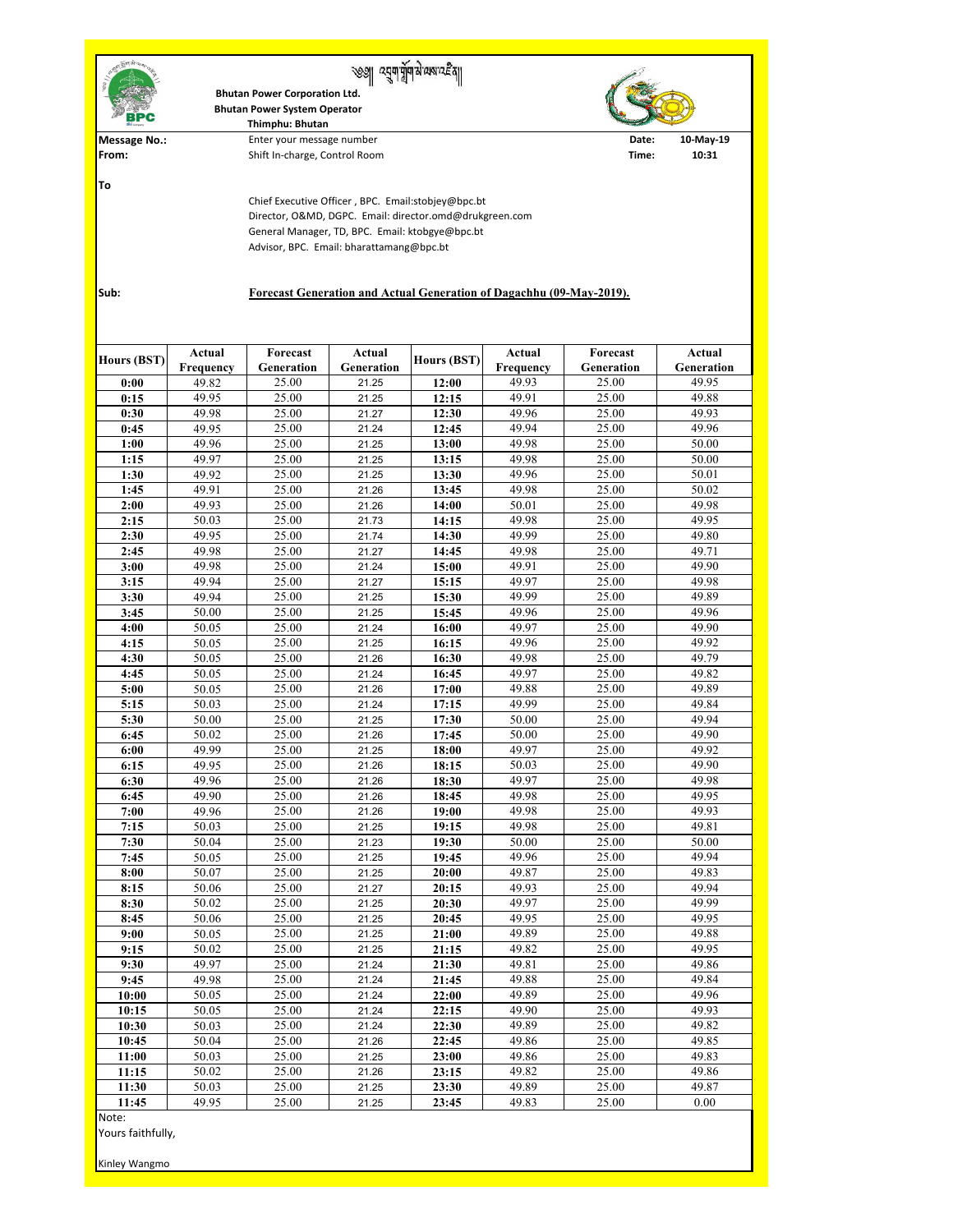༄༅། འབྲུག་གློག་མེ་ལས་འཛིན།

**Bhutan Power Corporation Ltd.**
**Bhutan Power System Operator**
**Thimphu: Bhutan**

**Message No.:** Enter your message number **Date:** 10-May-19
**From:** Shift In-charge, Control Room **Time:** 10:31

**To**

Chief Executive Officer , BPC. Email:stobjey@bpc.bt
Director, O&MD, DGPC. Email: director.omd@drukgreen.com
General Manager, TD, BPC. Email: ktobgye@bpc.bt
Advisor, BPC. Email: bharattamang@bpc.bt

**Sub:** **Forecast Generation and Actual Generation of Dagachhu (09-May-2019).**

| Hours (BST) | Actual Frequency | Forecast Generation | Actual Generation | Hours (BST) | Actual Frequency | Forecast Generation | Actual Generation |
|---|---|---|---|---|---|---|---|
| 0:00 | 49.82 | 25.00 | 21.25 | 12:00 | 49.93 | 25.00 | 49.95 |
| 0:15 | 49.95 | 25.00 | 21.25 | 12:15 | 49.91 | 25.00 | 49.88 |
| 0:30 | 49.98 | 25.00 | 21.27 | 12:30 | 49.96 | 25.00 | 49.93 |
| 0:45 | 49.95 | 25.00 | 21.24 | 12:45 | 49.94 | 25.00 | 49.96 |
| 1:00 | 49.96 | 25.00 | 21.25 | 13:00 | 49.98 | 25.00 | 50.00 |
| 1:15 | 49.97 | 25.00 | 21.25 | 13:15 | 49.98 | 25.00 | 50.00 |
| 1:30 | 49.92 | 25.00 | 21.25 | 13:30 | 49.96 | 25.00 | 50.01 |
| 1:45 | 49.91 | 25.00 | 21.26 | 13:45 | 49.98 | 25.00 | 50.02 |
| 2:00 | 49.93 | 25.00 | 21.26 | 14:00 | 50.01 | 25.00 | 49.98 |
| 2:15 | 50.03 | 25.00 | 21.73 | 14:15 | 49.98 | 25.00 | 49.95 |
| 2:30 | 49.95 | 25.00 | 21.74 | 14:30 | 49.99 | 25.00 | 49.80 |
| 2:45 | 49.98 | 25.00 | 21.27 | 14:45 | 49.98 | 25.00 | 49.71 |
| 3:00 | 49.98 | 25.00 | 21.24 | 15:00 | 49.91 | 25.00 | 49.90 |
| 3:15 | 49.94 | 25.00 | 21.27 | 15:15 | 49.97 | 25.00 | 49.98 |
| 3:30 | 49.94 | 25.00 | 21.25 | 15:30 | 49.99 | 25.00 | 49.89 |
| 3:45 | 50.00 | 25.00 | 21.25 | 15:45 | 49.96 | 25.00 | 49.96 |
| 4:00 | 50.05 | 25.00 | 21.24 | 16:00 | 49.97 | 25.00 | 49.90 |
| 4:15 | 50.05 | 25.00 | 21.25 | 16:15 | 49.96 | 25.00 | 49.92 |
| 4:30 | 50.05 | 25.00 | 21.26 | 16:30 | 49.98 | 25.00 | 49.79 |
| 4:45 | 50.05 | 25.00 | 21.24 | 16:45 | 49.97 | 25.00 | 49.82 |
| 5:00 | 50.05 | 25.00 | 21.26 | 17:00 | 49.88 | 25.00 | 49.89 |
| 5:15 | 50.03 | 25.00 | 21.24 | 17:15 | 49.99 | 25.00 | 49.84 |
| 5:30 | 50.00 | 25.00 | 21.25 | 17:30 | 50.00 | 25.00 | 49.94 |
| 6:45 | 50.02 | 25.00 | 21.26 | 17:45 | 50.00 | 25.00 | 49.90 |
| 6:00 | 49.99 | 25.00 | 21.25 | 18:00 | 49.97 | 25.00 | 49.92 |
| 6:15 | 49.95 | 25.00 | 21.26 | 18:15 | 50.03 | 25.00 | 49.90 |
| 6:30 | 49.96 | 25.00 | 21.26 | 18:30 | 49.97 | 25.00 | 49.98 |
| 6:45 | 49.90 | 25.00 | 21.26 | 18:45 | 49.98 | 25.00 | 49.95 |
| 7:00 | 49.96 | 25.00 | 21.26 | 19:00 | 49.98 | 25.00 | 49.93 |
| 7:15 | 50.03 | 25.00 | 21.25 | 19:15 | 49.98 | 25.00 | 49.81 |
| 7:30 | 50.04 | 25.00 | 21.23 | 19:30 | 50.00 | 25.00 | 50.00 |
| 7:45 | 50.05 | 25.00 | 21.25 | 19:45 | 49.96 | 25.00 | 49.94 |
| 8:00 | 50.07 | 25.00 | 21.25 | 20:00 | 49.87 | 25.00 | 49.83 |
| 8:15 | 50.06 | 25.00 | 21.27 | 20:15 | 49.93 | 25.00 | 49.94 |
| 8:30 | 50.02 | 25.00 | 21.25 | 20:30 | 49.97 | 25.00 | 49.99 |
| 8:45 | 50.06 | 25.00 | 21.25 | 20:45 | 49.95 | 25.00 | 49.95 |
| 9:00 | 50.05 | 25.00 | 21.25 | 21:00 | 49.89 | 25.00 | 49.88 |
| 9:15 | 50.02 | 25.00 | 21.25 | 21:15 | 49.82 | 25.00 | 49.95 |
| 9:30 | 49.97 | 25.00 | 21.24 | 21:30 | 49.81 | 25.00 | 49.86 |
| 9:45 | 49.98 | 25.00 | 21.24 | 21:45 | 49.88 | 25.00 | 49.84 |
| 10:00 | 50.05 | 25.00 | 21.24 | 22:00 | 49.89 | 25.00 | 49.96 |
| 10:15 | 50.05 | 25.00 | 21.24 | 22:15 | 49.90 | 25.00 | 49.93 |
| 10:30 | 50.03 | 25.00 | 21.24 | 22:30 | 49.89 | 25.00 | 49.82 |
| 10:45 | 50.04 | 25.00 | 21.26 | 22:45 | 49.86 | 25.00 | 49.85 |
| 11:00 | 50.03 | 25.00 | 21.25 | 23:00 | 49.86 | 25.00 | 49.83 |
| 11:15 | 50.02 | 25.00 | 21.26 | 23:15 | 49.82 | 25.00 | 49.86 |
| 11:30 | 50.03 | 25.00 | 21.25 | 23:30 | 49.89 | 25.00 | 49.87 |
| 11:45 | 49.95 | 25.00 | 21.25 | 23:45 | 49.83 | 25.00 | 0.00 |

Note:

Yours faithfully,

Kinley Wangmo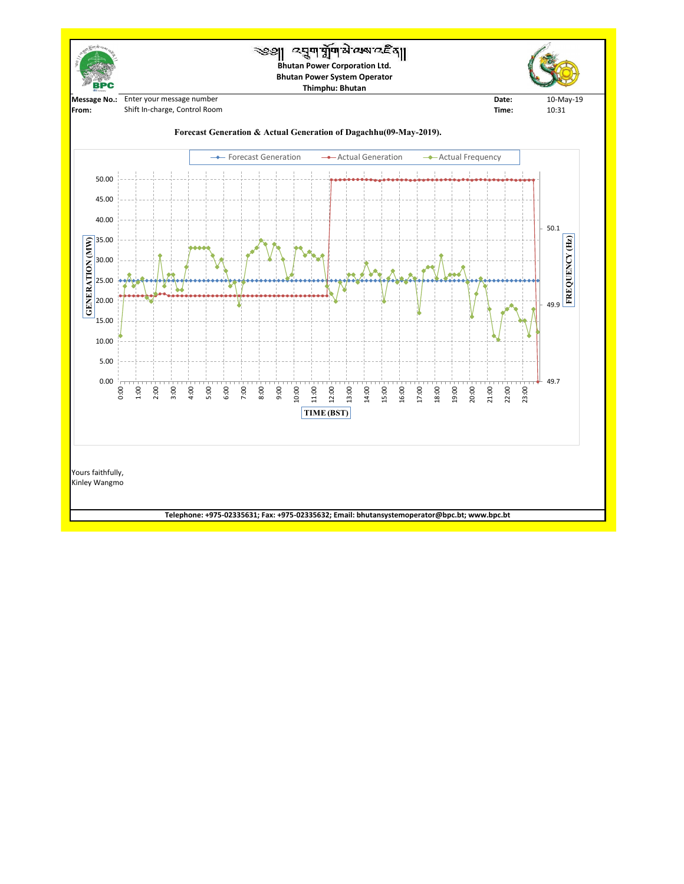༄༅། འབྲུག་གློག་མེ་ལས་འཛིན།

**Bhutan Power Corporation Ltd.**
**Bhutan Power System Operator**
**Thimphu: Bhutan**

**Message No.:** Enter your message number
**From:** Shift In-charge, Control Room

**Date:** 10-May-19
**Time:** 10:31

**Forecast Generation & Actual Generation of Dagachhu(09-May-2019).**

Forecast Generation
Actual Generation
Actual Frequency

GENERATION (MW)
50.00
45.00
40.00
35.00
30.00
25.00
20.00
15.00
10.00
5.00
0.00

FREQUENCY (Hz)
50.1
49.9
49.7

0:00 1:00 2:00 3:00 4:00 5:00 6:00 7:00 8:00 9:00 10:00 11:00 12:00 13:00 14:00 15:00 16:00 17:00 18:00 19:00 20:00 21:00 22:00 23:00

TIME (BST)

Yours faithfully,
Kinley Wangmo

Telephone: +975-02335631; Fax: +975-02335632; Email: bhutansystemoperator@bpc.bt; www.bpc.bt